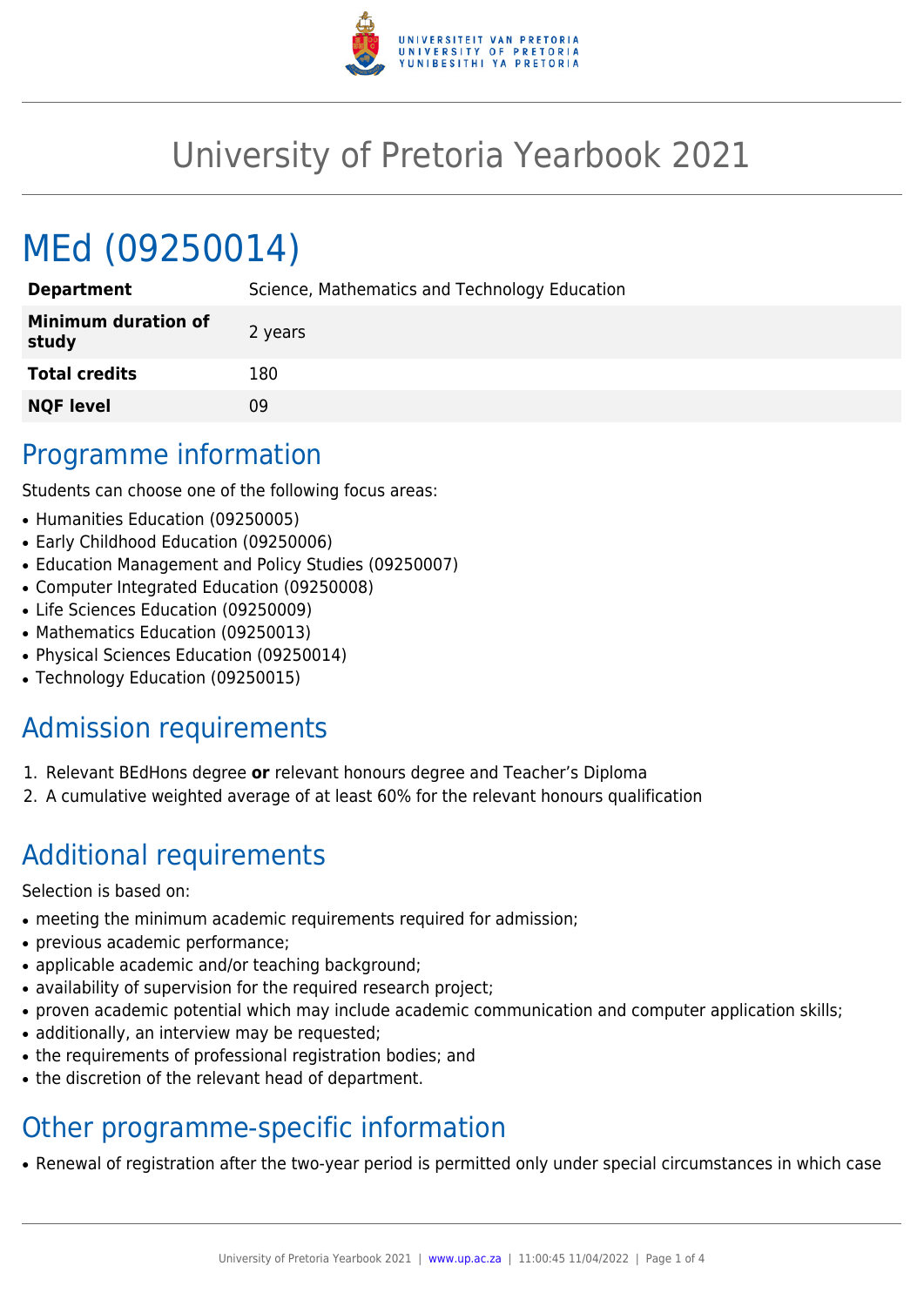# University of Pretoria Yearbook 2021

# MEd (09250014)

| | |
|---|---|
| **Department** | Science, Mathematics and Technology Education |
| **Minimum duration of study** | 2 years |
| **Total credits** | 180 |
| **NQF level** | 09 |

## Programme information

Students can choose one of the following focus areas:

- Humanities Education (09250005)
- Early Childhood Education (09250006)
- Education Management and Policy Studies (09250007)
- Computer Integrated Education (09250008)
- Life Sciences Education (09250009)
- Mathematics Education (09250013)
- Physical Sciences Education (09250014)
- Technology Education (09250015)

## Admission requirements

1. Relevant BEdHons degree **or** relevant honours degree and Teacher's Diploma
2. A cumulative weighted average of at least 60% for the relevant honours qualification

## Additional requirements

Selection is based on:

- meeting the minimum academic requirements required for admission;
- previous academic performance;
- applicable academic and/or teaching background;
- availability of supervision for the required research project;
- proven academic potential which may include academic communication and computer application skills;
- additionally, an interview may be requested;
- the requirements of professional registration bodies; and
- the discretion of the relevant head of department.

## Other programme-specific information

- Renewal of registration after the two-year period is permitted only under special circumstances in which case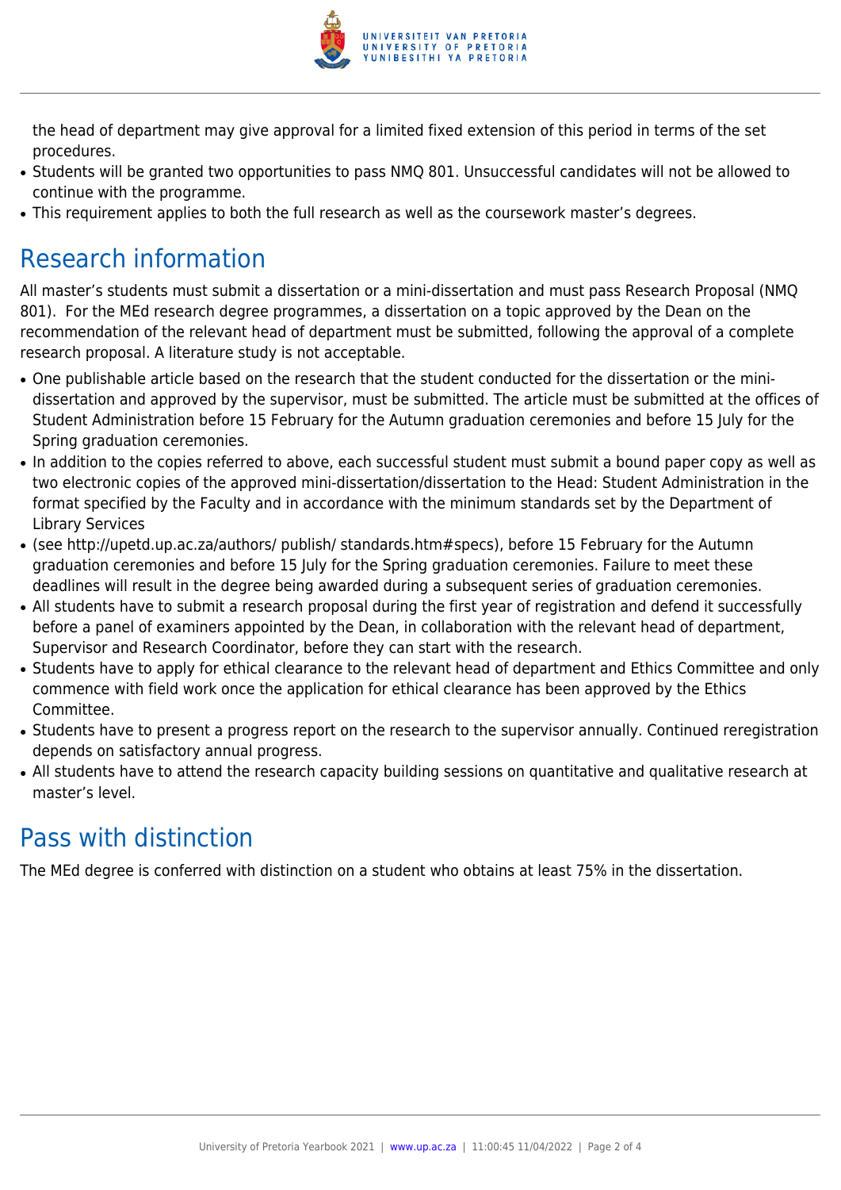the head of department may give approval for a limited fixed extension of this period in terms of the set procedures.

- Students will be granted two opportunities to pass NMQ 801. Unsuccessful candidates will not be allowed to continue with the programme.
- This requirement applies to both the full research as well as the coursework master's degrees.

## Research information

All master's students must submit a dissertation or a mini-dissertation and must pass Research Proposal (NMQ 801). For the MEd research degree programmes, a dissertation on a topic approved by the Dean on the recommendation of the relevant head of department must be submitted, following the approval of a complete research proposal. A literature study is not acceptable.

- One publishable article based on the research that the student conducted for the dissertation or the mini-dissertation and approved by the supervisor, must be submitted. The article must be submitted at the offices of Student Administration before 15 February for the Autumn graduation ceremonies and before 15 July for the Spring graduation ceremonies.
- In addition to the copies referred to above, each successful student must submit a bound paper copy as well as two electronic copies of the approved mini-dissertation/dissertation to the Head: Student Administration in the format specified by the Faculty and in accordance with the minimum standards set by the Department of Library Services
- (see http://upetd.up.ac.za/authors/ publish/ standards.htm#specs), before 15 February for the Autumn graduation ceremonies and before 15 July for the Spring graduation ceremonies. Failure to meet these deadlines will result in the degree being awarded during a subsequent series of graduation ceremonies.
- All students have to submit a research proposal during the first year of registration and defend it successfully before a panel of examiners appointed by the Dean, in collaboration with the relevant head of department, Supervisor and Research Coordinator, before they can start with the research.
- Students have to apply for ethical clearance to the relevant head of department and Ethics Committee and only commence with field work once the application for ethical clearance has been approved by the Ethics Committee.
- Students have to present a progress report on the research to the supervisor annually. Continued reregistration depends on satisfactory annual progress.
- All students have to attend the research capacity building sessions on quantitative and qualitative research at master's level.

## Pass with distinction

The MEd degree is conferred with distinction on a student who obtains at least 75% in the dissertation.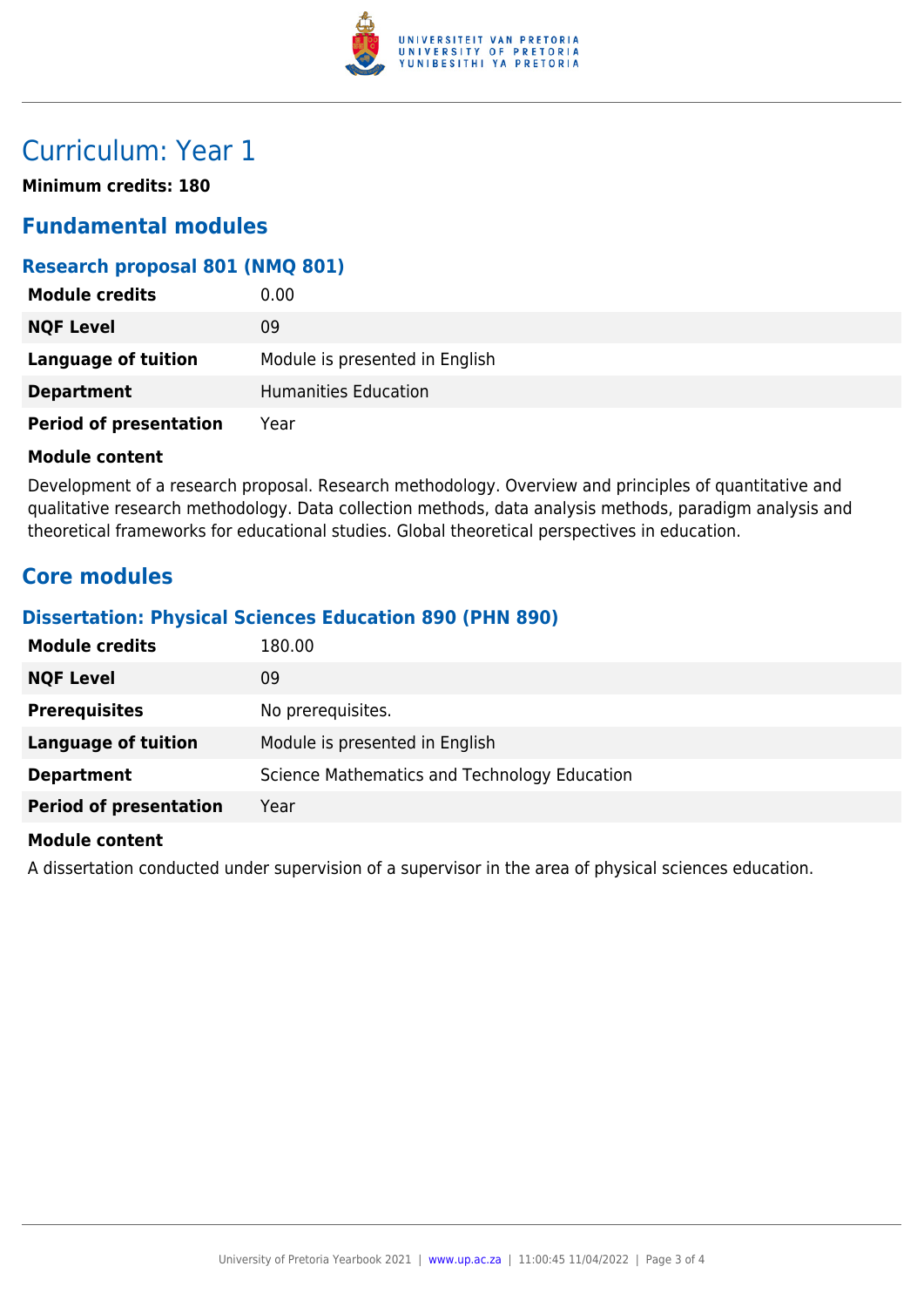# Curriculum: Year 1

**Minimum credits: 180**

## Fundamental modules

### Research proposal 801 (NMQ 801)

| | |
|---|---|
| **Module credits** | 0.00 |
| **NQF Level** | 09 |
| **Language of tuition** | Module is presented in English |
| **Department** | Humanities Education |
| **Period of presentation** | Year |

**Module content**

Development of a research proposal. Research methodology. Overview and principles of quantitative and qualitative research methodology. Data collection methods, data analysis methods, paradigm analysis and theoretical frameworks for educational studies. Global theoretical perspectives in education.

## Core modules

### Dissertation: Physical Sciences Education 890 (PHN 890)

| | |
|---|---|
| **Module credits** | 180.00 |
| **NQF Level** | 09 |
| **Prerequisites** | No prerequisites. |
| **Language of tuition** | Module is presented in English |
| **Department** | Science Mathematics and Technology Education |
| **Period of presentation** | Year |

**Module content**

A dissertation conducted under supervision of a supervisor in the area of physical sciences education.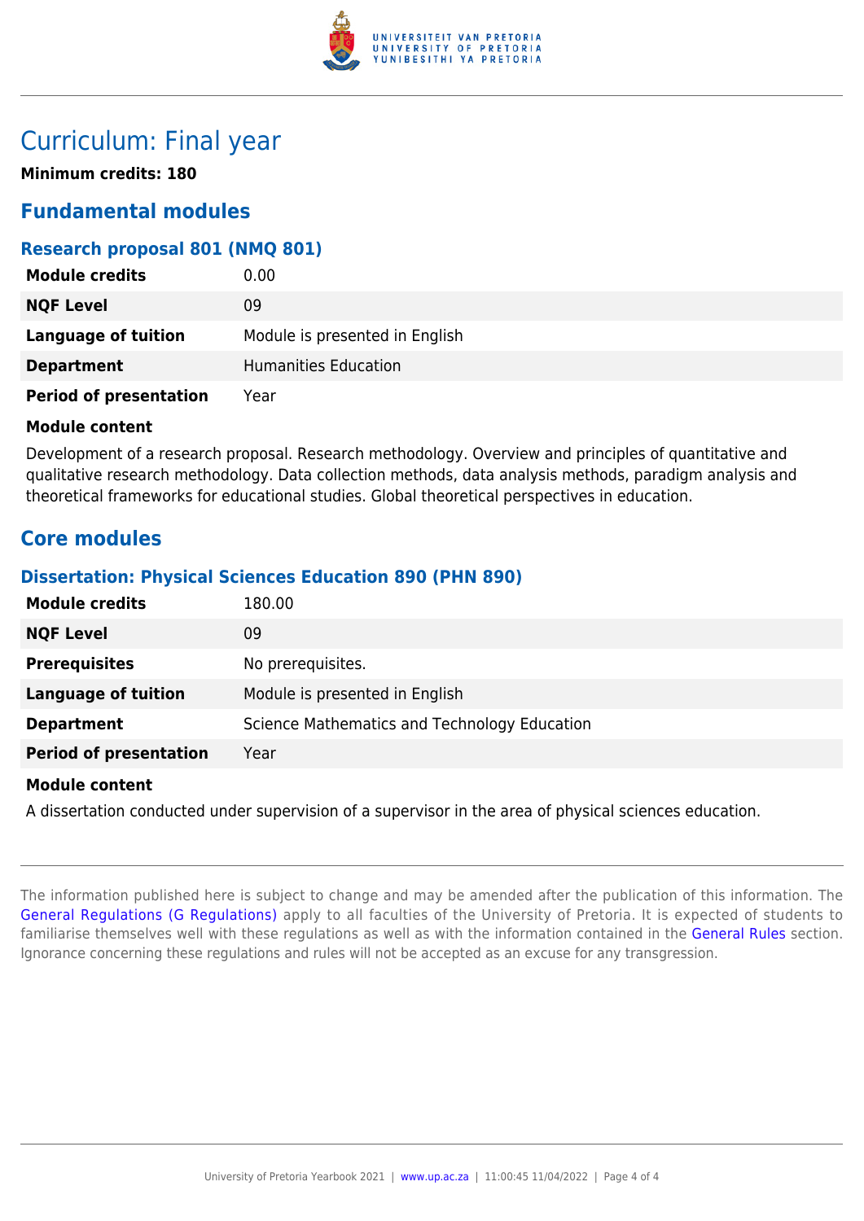# Curriculum: Final year

**Minimum credits: 180**

## Fundamental modules

### Research proposal 801 (NMQ 801)

| | |
|---|---|
| **Module credits** | 0.00 |
| **NQF Level** | 09 |
| **Language of tuition** | Module is presented in English |
| **Department** | Humanities Education |
| **Period of presentation** | Year |

**Module content**

Development of a research proposal. Research methodology. Overview and principles of quantitative and qualitative research methodology. Data collection methods, data analysis methods, paradigm analysis and theoretical frameworks for educational studies. Global theoretical perspectives in education.

## Core modules

### Dissertation: Physical Sciences Education 890 (PHN 890)

| | |
|---|---|
| **Module credits** | 180.00 |
| **NQF Level** | 09 |
| **Prerequisites** | No prerequisites. |
| **Language of tuition** | Module is presented in English |
| **Department** | Science Mathematics and Technology Education |
| **Period of presentation** | Year |

**Module content**

A dissertation conducted under supervision of a supervisor in the area of physical sciences education.

The information published here is subject to change and may be amended after the publication of this information. The General Regulations (G Regulations) apply to all faculties of the University of Pretoria. It is expected of students to familiarise themselves well with these regulations as well as with the information contained in the General Rules section. Ignorance concerning these regulations and rules will not be accepted as an excuse for any transgression.